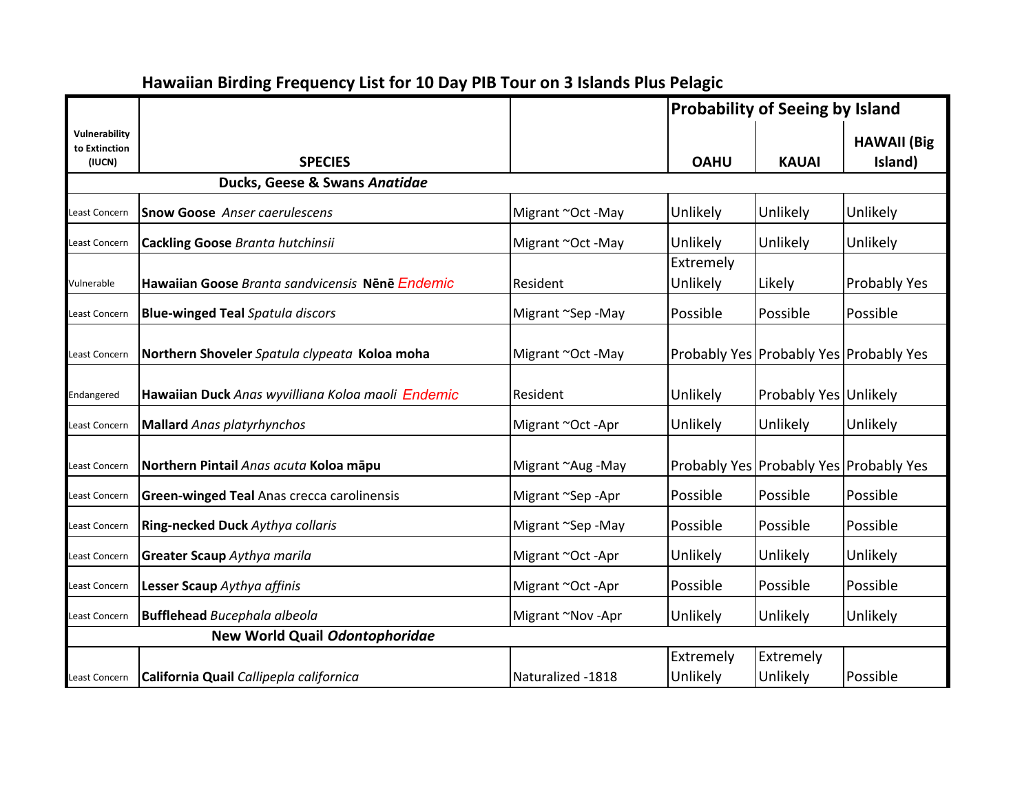# Hawaiian Birding Frequency List for 10 Day PIB Tour on 3 Islands Plus Pelagic

| Vulnerability to Extinction (IUCN) | SPECIES | | Probability of Seeing by Island | | |
|---|---|---|---|---|---|
| | | | OAHU | KAUAI | HAWAII (Big Island) |
| | **Ducks, Geese & Swans *Anatidae*** | | | | |
| Least Concern | **Snow Goose** *Anser caerulescens* | Migrant ~Oct -May | Unlikely | Unlikely | Unlikely |
| Least Concern | **Cackling Goose** *Branta hutchinsii* | Migrant ~Oct -May | Unlikely | Unlikely | Unlikely |
| Vulnerable | **Hawaiian Goose** *Branta sandvicensis* **Nēnē** *Endemic* | Resident | Extremely Unlikely | Likely | Probably Yes |
| Least Concern | **Blue-winged Teal** *Spatula discors* | Migrant ~Sep -May | Possible | Possible | Possible |
| Least Concern | **Northern Shoveler** *Spatula clypeata* **Koloa moha** | Migrant ~Oct -May | Probably Yes | Probably Yes | Probably Yes |
| Endangered | **Hawaiian Duck** *Anas wyvilliana Koloa maoli* *Endemic* | Resident | Unlikely | Probably Yes | Unlikely |
| Least Concern | **Mallard** *Anas platyrhynchos* | Migrant ~Oct -Apr | Unlikely | Unlikely | Unlikely |
| Least Concern | **Northern Pintail** *Anas acuta* **Koloa māpu** | Migrant ~Aug -May | Probably Yes | Probably Yes | Probably Yes |
| Least Concern | **Green-winged Teal** Anas crecca carolinensis | Migrant ~Sep -Apr | Possible | Possible | Possible |
| Least Concern | **Ring-necked Duck** *Aythya collaris* | Migrant ~Sep -May | Possible | Possible | Possible |
| Least Concern | **Greater Scaup** *Aythya marila* | Migrant ~Oct -Apr | Unlikely | Unlikely | Unlikely |
| Least Concern | **Lesser Scaup** *Aythya affinis* | Migrant ~Oct -Apr | Possible | Possible | Possible |
| Least Concern | **Bufflehead** *Bucephala albeola* | Migrant ~Nov -Apr | Unlikely | Unlikely | Unlikely |
| | **New World Quail *Odontophoridae*** | | | | |
| Least Concern | **California Quail** *Callipepla californica* | Naturalized -1818 | Extremely Unlikely | Extremely Unlikely | Possible |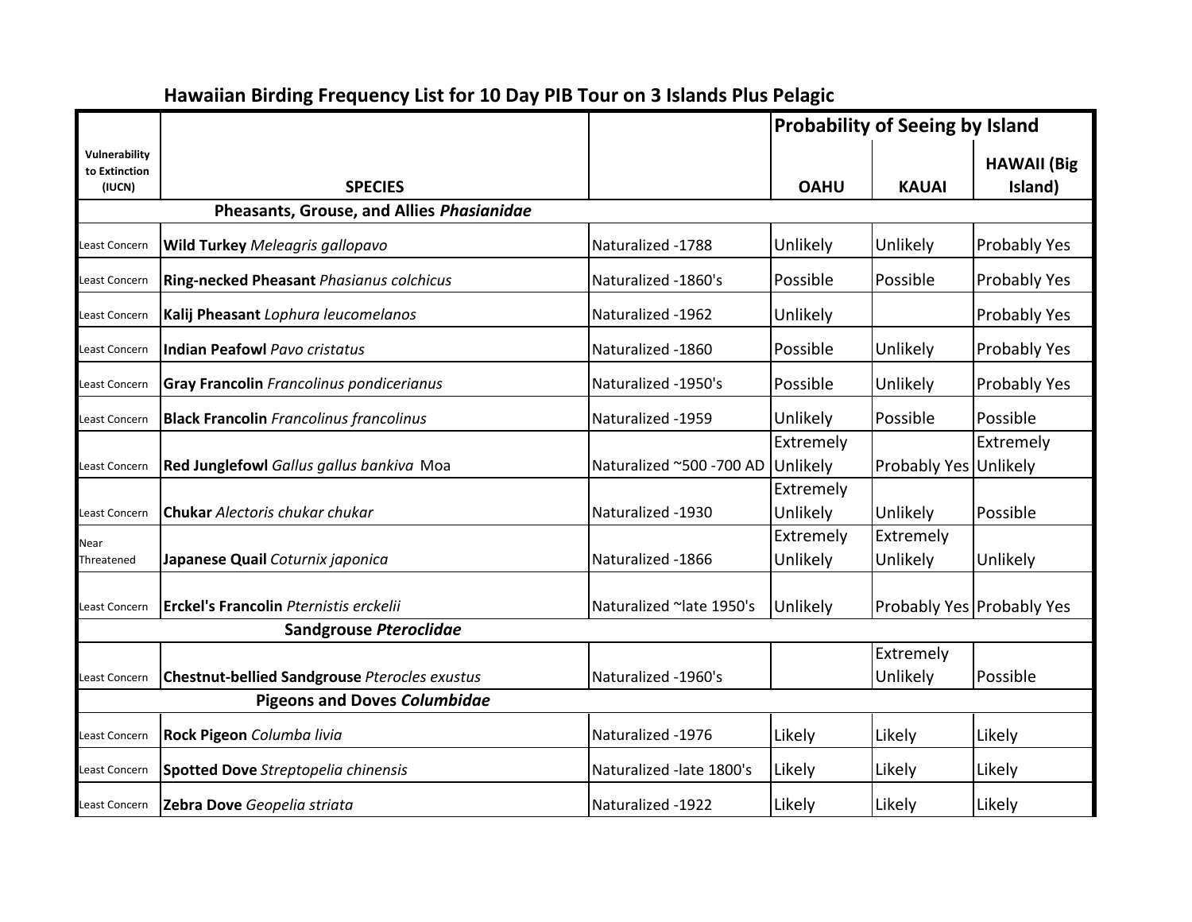## Hawaiian Birding Frequency List for 10 Day PIB Tour on 3 Islands Plus Pelagic

| Vulnerability to Extinction (IUCN) | SPECIES | | Probability of Seeing by Island | | |
|---|---|---|---|---|---|
| | | | OAHU | KAUAI | HAWAII (Big Island) |
| | **Pheasants, Grouse, and Allies *Phasianidae*** | | | | |
| Least Concern | **Wild Turkey** *Meleagris gallopavo* | Naturalized -1788 | Unlikely | Unlikely | Probably Yes |
| Least Concern | **Ring-necked Pheasant** *Phasianus colchicus* | Naturalized -1860's | Possible | Possible | Probably Yes |
| Least Concern | **Kalij Pheasant** *Lophura leucomelanos* | Naturalized -1962 | Unlikely | | Probably Yes |
| Least Concern | **Indian Peafowl** *Pavo cristatus* | Naturalized -1860 | Possible | Unlikely | Probably Yes |
| Least Concern | **Gray Francolin** *Francolinus pondicerianus* | Naturalized -1950's | Possible | Unlikely | Probably Yes |
| Least Concern | **Black Francolin** *Francolinus francolinus* | Naturalized -1959 | Unlikely | Possible | Possible |
| Least Concern | **Red Junglefowl** *Gallus gallus bankiva* Moa | Naturalized ~500 -700 AD | Extremely Unlikely | Probably Yes | Extremely Unlikely |
| Least Concern | **Chukar** *Alectoris chukar chukar* | Naturalized -1930 | Extremely Unlikely | Unlikely | Possible |
| Near Threatened | **Japanese Quail** *Coturnix japonica* | Naturalized -1866 | Extremely Unlikely | Extremely Unlikely | Unlikely |
| Least Concern | **Erckel's Francolin** *Pternistis erckelii* | Naturalized ~late 1950's | Unlikely | Probably Yes | Probably Yes |
| | **Sandgrouse *Pteroclidae*** | | | | |
| Least Concern | **Chestnut-bellied Sandgrouse** *Pterocles exustus* | Naturalized -1960's | | Extremely Unlikely | Possible |
| | **Pigeons and Doves *Columbidae*** | | | | |
| Least Concern | **Rock Pigeon** *Columba livia* | Naturalized -1976 | Likely | Likely | Likely |
| Least Concern | **Spotted Dove** *Streptopelia chinensis* | Naturalized -late 1800's | Likely | Likely | Likely |
| Least Concern | **Zebra Dove** *Geopelia striata* | Naturalized -1922 | Likely | Likely | Likely |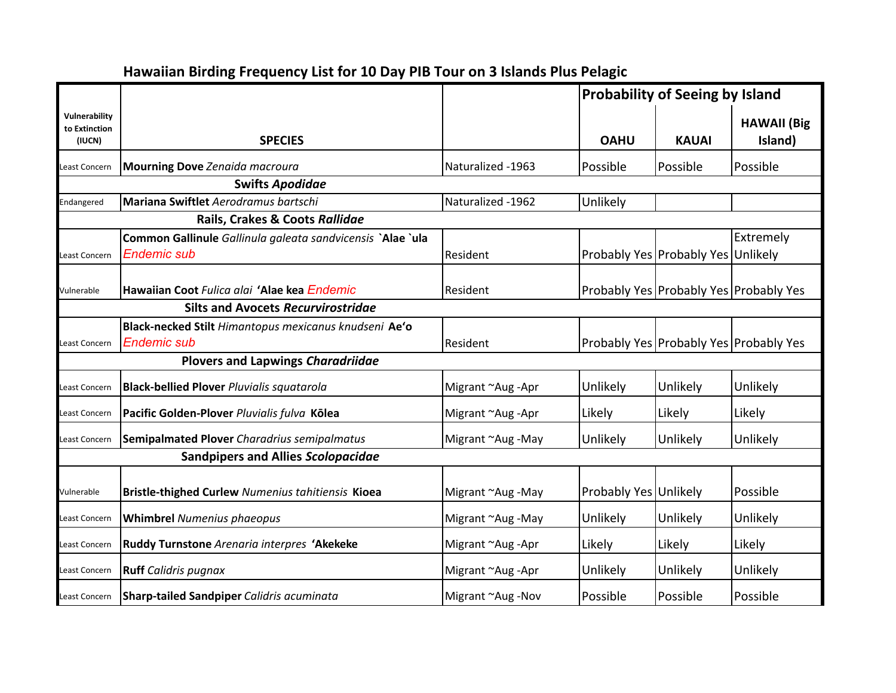## Hawaiian Birding Frequency List for 10 Day PIB Tour on 3 Islands Plus Pelagic

| Vulnerability to Extinction (IUCN) | SPECIES | | Probability of Seeing by Island | | |
|---|---|---|---|---|---|
| | | | OAHU | KAUAI | HAWAII (Big Island) |
| Least Concern | **Mourning Dove** *Zenaida macroura* | Naturalized -1963 | Possible | Possible | Possible |
| | **Swifts *Apodidae*** | | | | |
| Endangered | **Mariana Swiftlet** *Aerodramus bartschi* | Naturalized -1962 | Unlikely | | |
| | **Rails, Crakes & Coots *Rallidae*** | | | | |
| Least Concern | **Common Gallinule** *Gallinula galeata sandvicensis* **`Alae `ula** Endemic sub | Resident | Probably Yes | Probably Yes | Extremely Unlikely |
| Vulnerable | **Hawaiian Coot** *Fulica alai* **'Alae kea** Endemic | Resident | Probably Yes | Probably Yes | Probably Yes |
| | **Silts and Avocets *Recurvirostridae*** | | | | |
| Least Concern | **Black-necked Stilt** *Himantopus mexicanus knudseni* **Ae'o** Endemic sub | Resident | Probably Yes | Probably Yes | Probably Yes |
| | **Plovers and Lapwings *Charadriidae*** | | | | |
| Least Concern | **Black-bellied Plover** *Pluvialis squatarola* | Migrant ~Aug -Apr | Unlikely | Unlikely | Unlikely |
| Least Concern | **Pacific Golden-Plover** *Pluvialis fulva* **Kōlea** | Migrant ~Aug -Apr | Likely | Likely | Likely |
| Least Concern | **Semipalmated Plover** *Charadrius semipalmatus* | Migrant ~Aug -May | Unlikely | Unlikely | Unlikely |
| | **Sandpipers and Allies *Scolopacidae*** | | | | |
| Vulnerable | **Bristle-thighed Curlew** *Numenius tahitiensis* **Kioea** | Migrant ~Aug -May | Probably Yes | Unlikely | Possible |
| Least Concern | **Whimbrel** *Numenius phaeopus* | Migrant ~Aug -May | Unlikely | Unlikely | Unlikely |
| Least Concern | **Ruddy Turnstone** *Arenaria interpres* **'Akekeke** | Migrant ~Aug -Apr | Likely | Likely | Likely |
| Least Concern | **Ruff** *Calidris pugnax* | Migrant ~Aug -Apr | Unlikely | Unlikely | Unlikely |
| Least Concern | **Sharp-tailed Sandpiper** *Calidris acuminata* | Migrant ~Aug -Nov | Possible | Possible | Possible |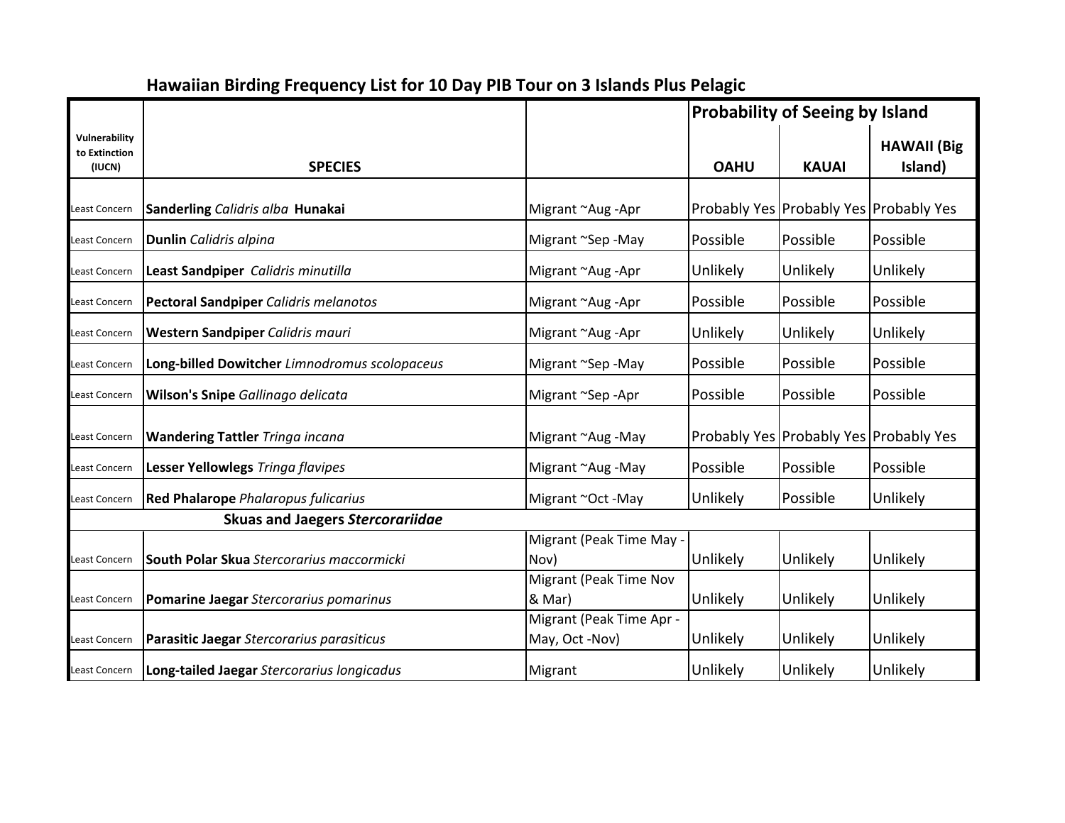## Hawaiian Birding Frequency List for 10 Day PIB Tour on 3 Islands Plus Pelagic

| Vulnerability to Extinction (IUCN) | SPECIES | | Probability of Seeing by Island | | |
|---|---|---|---|---|---|
| | | | OAHU | KAUAI | HAWAII (Big Island) |
| Least Concern | **Sanderling** *Calidris alba* **Hunakai** | Migrant ~Aug -Apr | Probably Yes | Probably Yes | Probably Yes |
| Least Concern | **Dunlin** *Calidris alpina* | Migrant ~Sep -May | Possible | Possible | Possible |
| Least Concern | **Least Sandpiper** *Calidris minutilla* | Migrant ~Aug -Apr | Unlikely | Unlikely | Unlikely |
| Least Concern | **Pectoral Sandpiper** *Calidris melanotos* | Migrant ~Aug -Apr | Possible | Possible | Possible |
| Least Concern | **Western Sandpiper** *Calidris mauri* | Migrant ~Aug -Apr | Unlikely | Unlikely | Unlikely |
| Least Concern | **Long-billed Dowitcher** *Limnodromus scolopaceus* | Migrant ~Sep -May | Possible | Possible | Possible |
| Least Concern | **Wilson's Snipe** *Gallinago delicata* | Migrant ~Sep -Apr | Possible | Possible | Possible |
| Least Concern | **Wandering Tattler** *Tringa incana* | Migrant ~Aug -May | Probably Yes | Probably Yes | Probably Yes |
| Least Concern | **Lesser Yellowlegs** *Tringa flavipes* | Migrant ~Aug -May | Possible | Possible | Possible |
| Least Concern | **Red Phalarope** *Phalaropus fulicarius* | Migrant ~Oct -May | Unlikely | Possible | Unlikely |
| | **Skuas and Jaegers *Stercorariidae*** | | | | |
| Least Concern | **South Polar Skua** *Stercorarius maccormicki* | Migrant (Peak Time May - Nov) | Unlikely | Unlikely | Unlikely |
| Least Concern | **Pomarine Jaegar** *Stercorarius pomarinus* | Migrant (Peak Time Nov & Mar) | Unlikely | Unlikely | Unlikely |
| Least Concern | **Parasitic Jaegar** *Stercorarius parasiticus* | Migrant (Peak Time Apr - May, Oct -Nov) | Unlikely | Unlikely | Unlikely |
| Least Concern | **Long-tailed Jaegar** *Stercorarius longicadus* | Migrant | Unlikely | Unlikely | Unlikely |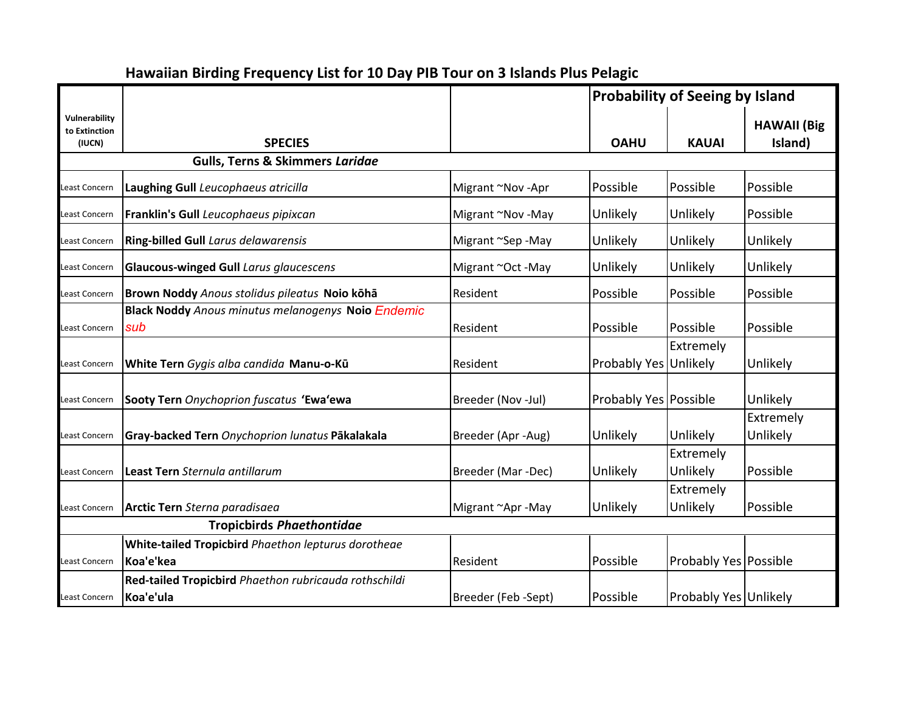## Hawaiian Birding Frequency List for 10 Day PIB Tour on 3 Islands Plus Pelagic

| Vulnerability to Extinction (IUCN) | SPECIES | | Probability of Seeing by Island | | |
|---|---|---|---|---|---|
| | | | OAHU | KAUAI | HAWAII (Big Island) |
| | **Gulls, Terns & Skimmers *Laridae*** | | | | |
| Least Concern | **Laughing Gull** *Leucophaeus atricilla* | Migrant ~Nov -Apr | Possible | Possible | Possible |
| Least Concern | **Franklin's Gull** *Leucophaeus pipixcan* | Migrant ~Nov -May | Unlikely | Unlikely | Possible |
| Least Concern | **Ring-billed Gull** *Larus delawarensis* | Migrant ~Sep -May | Unlikely | Unlikely | Unlikely |
| Least Concern | **Glaucous-winged Gull** *Larus glaucescens* | Migrant ~Oct -May | Unlikely | Unlikely | Unlikely |
| Least Concern | **Brown Noddy** *Anous stolidus pileatus* **Noio kōhā** | Resident | Possible | Possible | Possible |
| Least Concern | **Black Noddy** *Anous minutus melanogenys* **Noio** *Endemic sub* | Resident | Possible | Possible | Possible |
| Least Concern | **White Tern** *Gygis alba candida* **Manu-o-Kū** | Resident | Probably Yes | Extremely Unlikely | Unlikely |
| Least Concern | **Sooty Tern** *Onychoprion fuscatus* **'Ewa'ewa** | Breeder (Nov -Jul) | Probably Yes | Possible | Unlikely |
| Least Concern | **Gray-backed Tern** *Onychoprion lunatus* **Pākalakala** | Breeder (Apr -Aug) | Unlikely | Unlikely | Extremely Unlikely |
| Least Concern | **Least Tern** *Sternula antillarum* | Breeder (Mar -Dec) | Unlikely | Extremely Unlikely | Possible |
| Least Concern | **Arctic Tern** *Sterna paradisaea* | Migrant ~Apr -May | Unlikely | Extremely Unlikely | Possible |
| | **Tropicbirds *Phaethontidae*** | | | | |
| Least Concern | **White-tailed Tropicbird** *Phaethon lepturus dorotheae* **Koa'e'kea** | Resident | Possible | Probably Yes | Possible |
| Least Concern | **Red-tailed Tropicbird** *Phaethon rubricauda rothschildi* **Koa'e'ula** | Breeder (Feb -Sept) | Possible | Probably Yes | Unlikely |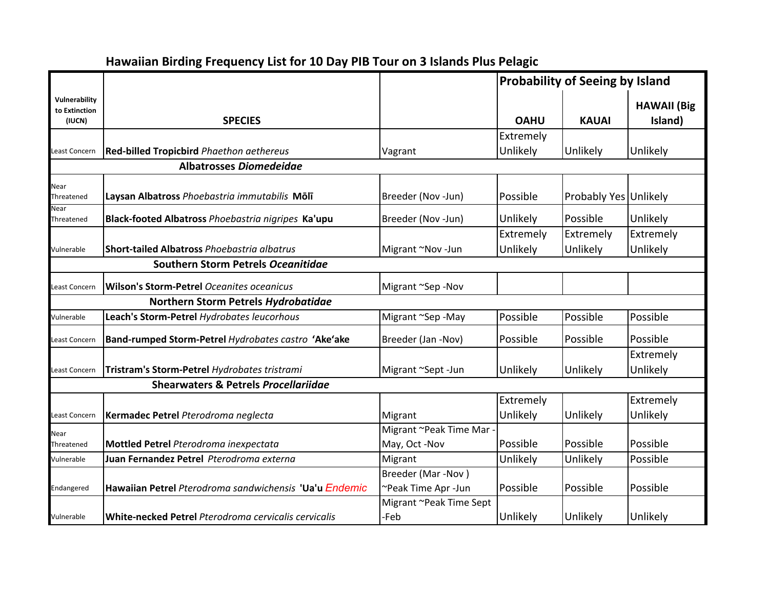## Hawaiian Birding Frequency List for 10 Day PIB Tour on 3 Islands Plus Pelagic

| Vulnerability to Extinction (IUCN) | SPECIES | | Probability of Seeing by Island | | |
|---|---|---|---|---|---|
| | | | OAHU | KAUAI | HAWAII (Big Island) |
| Least Concern | **Red-billed Tropicbird** *Phaethon aethereus* | Vagrant | Extremely Unlikely | Unlikely | Unlikely |
| | **Albatrosses *Diomedeidae*** | | | | |
| Near Threatened | **Laysan Albatross** *Phoebastria immutabilis* **Mōlī** | Breeder (Nov -Jun) | Possible | Probably Yes | Unlikely |
| Near Threatened | **Black-footed Albatross** *Phoebastria nigripes* **Ka'upu** | Breeder (Nov -Jun) | Unlikely | Possible | Unlikely |
| Vulnerable | **Short-tailed Albatross** *Phoebastria albatrus* | Migrant ~Nov -Jun | Extremely Unlikely | Extremely Unlikely | Extremely Unlikely |
| | **Southern Storm Petrels *Oceanitidae*** | | | | |
| Least Concern | **Wilson's Storm-Petrel** *Oceanites oceanicus* | Migrant ~Sep -Nov | | | |
| | **Northern Storm Petrels *Hydrobatidae*** | | | | |
| Vulnerable | **Leach's Storm-Petrel** *Hydrobates leucorhous* | Migrant ~Sep -May | Possible | Possible | Possible |
| Least Concern | **Band-rumped Storm-Petrel** *Hydrobates castro* **'Ake'ake** | Breeder (Jan -Nov) | Possible | Possible | Possible |
| Least Concern | **Tristram's Storm-Petrel** *Hydrobates tristrami* | Migrant ~Sept -Jun | Unlikely | Unlikely | Extremely Unlikely |
| | **Shearwaters & Petrels *Procellariidae*** | | | | |
| Least Concern | **Kermadec Petrel** *Pterodroma neglecta* | Migrant | Extremely Unlikely | Unlikely | Extremely Unlikely |
| Near Threatened | **Mottled Petrel** *Pterodroma inexpectata* | Migrant ~Peak Time Mar -May, Oct -Nov | Possible | Possible | Possible |
| Vulnerable | **Juan Fernandez Petrel** *Pterodroma externa* | Migrant | Unlikely | Unlikely | Possible |
| Endangered | **Hawaiian Petrel** *Pterodroma sandwichensis* **'Ua'u** Endemic | Breeder (Mar -Nov ) ~Peak Time Apr -Jun | Possible | Possible | Possible |
| Vulnerable | **White-necked Petrel** *Pterodroma cervicalis cervicalis* | Migrant ~Peak Time Sept -Feb | Unlikely | Unlikely | Unlikely |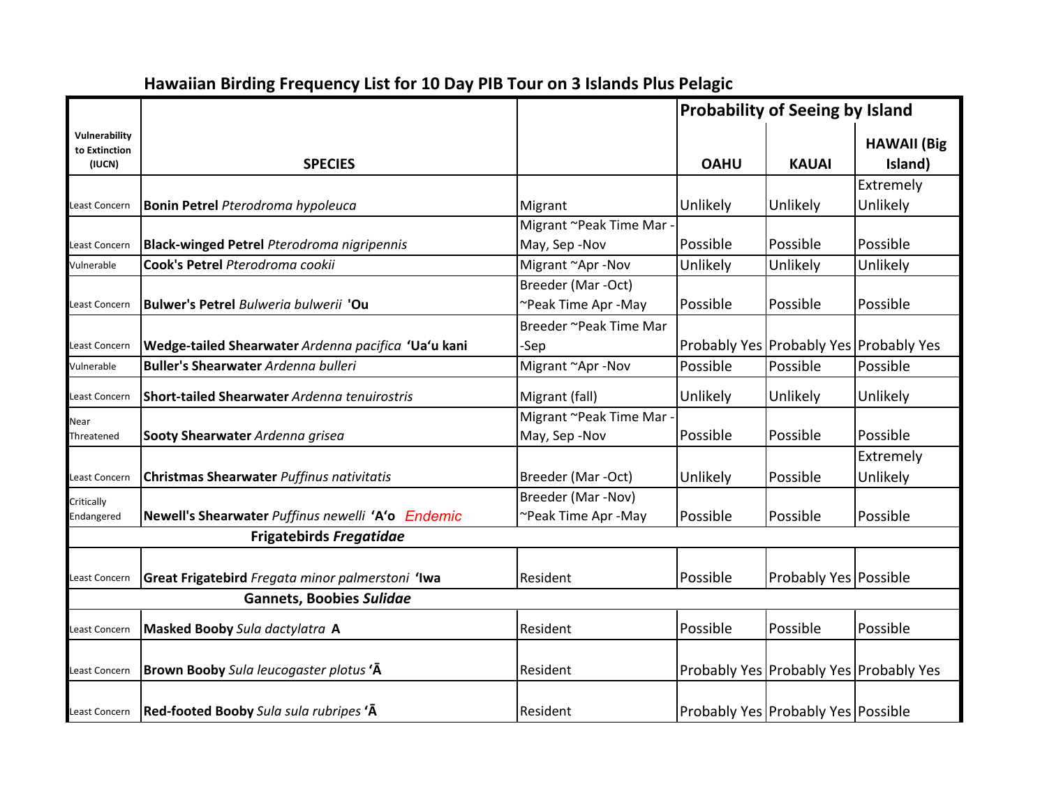## Hawaiian Birding Frequency List for 10 Day PIB Tour on 3 Islands Plus Pelagic

| Vulnerability to Extinction (IUCN) | SPECIES | | Probability of Seeing by Island | | |
|---|---|---|---|---|---|
| | | | OAHU | KAUAI | HAWAII (Big Island) |
| Least Concern | **Bonin Petrel** *Pterodroma hypoleuca* | Migrant | Unlikely | Unlikely | Extremely Unlikely |
| Least Concern | **Black-winged Petrel** *Pterodroma nigripennis* | Migrant ~Peak Time Mar -May, Sep -Nov | Possible | Possible | Possible |
| Vulnerable | **Cook's Petrel** *Pterodroma cookii* | Migrant ~Apr -Nov | Unlikely | Unlikely | Unlikely |
| Least Concern | **Bulwer's Petrel** *Bulweria bulwerii* **'Ou** | Breeder (Mar -Oct) ~Peak Time Apr -May | Possible | Possible | Possible |
| Least Concern | **Wedge-tailed Shearwater** *Ardenna pacifica* **'Ua'u kani** | Breeder ~Peak Time Mar -Sep | Probably Yes | Probably Yes | Probably Yes |
| Vulnerable | **Buller's Shearwater** *Ardenna bulleri* | Migrant ~Apr -Nov | Possible | Possible | Possible |
| Least Concern | **Short-tailed Shearwater** *Ardenna tenuirostris* | Migrant (fall) | Unlikely | Unlikely | Unlikely |
| Near Threatened | **Sooty Shearwater** *Ardenna grisea* | Migrant ~Peak Time Mar -May, Sep -Nov | Possible | Possible | Possible |
| Least Concern | **Christmas Shearwater** *Puffinus nativitatis* | Breeder (Mar -Oct) | Unlikely | Possible | Extremely Unlikely |
| Critically Endangered | **Newell's Shearwater** *Puffinus newelli* **'A'o** Endemic | Breeder (Mar -Nov) ~Peak Time Apr -May | Possible | Possible | Possible |
| | **Frigatebirds** ***Fregatidae*** | | | | |
| Least Concern | **Great Frigatebird** *Fregata minor palmerstoni* **'Iwa** | Resident | Possible | Probably Yes | Possible |
| | **Gannets, Boobies** ***Sulidae*** | | | | |
| Least Concern | **Masked Booby** *Sula dactylatra* **A** | Resident | Possible | Possible | Possible |
| Least Concern | **Brown Booby** *Sula leucogaster plotus* **'Ā** | Resident | Probably Yes | Probably Yes | Probably Yes |
| Least Concern | **Red-footed Booby** *Sula sula rubripes* **'Ā** | Resident | Probably Yes | Probably Yes | Possible |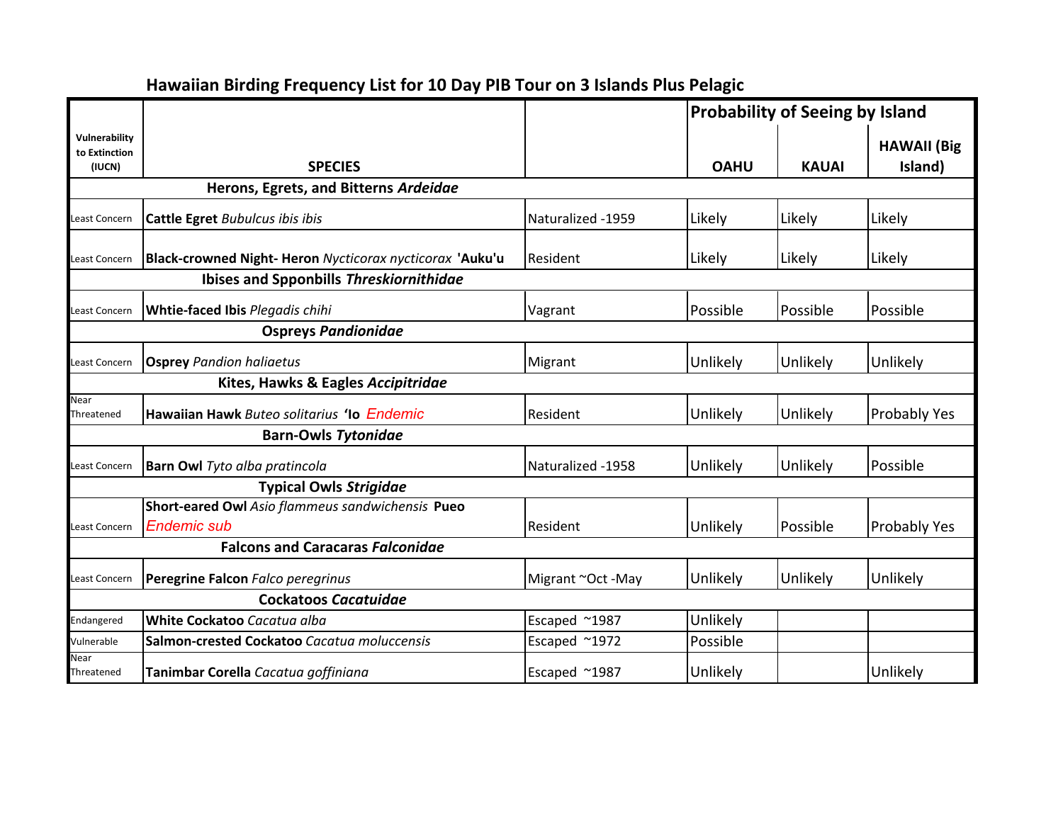## Hawaiian Birding Frequency List for 10 Day PIB Tour on 3 Islands Plus Pelagic

| Vulnerability to Extinction (IUCN) | SPECIES | | Probability of Seeing by Island | | |
|---|---|---|---|---|---|
| | | | OAHU | KAUAI | HAWAII (Big Island) |
| | **Herons, Egrets, and Bitterns *Ardeidae*** | | | | |
| Least Concern | **Cattle Egret** *Bubulcus ibis ibis* | Naturalized -1959 | Likely | Likely | Likely |
| Least Concern | **Black-crowned Night- Heron** *Nycticorax nycticorax* **'Auku'u** | Resident | Likely | Likely | Likely |
| | **Ibises and Spponbills *Threskiornithidae*** | | | | |
| Least Concern | **Whtie-faced Ibis** *Plegadis chihi* | Vagrant | Possible | Possible | Possible |
| | **Ospreys *Pandionidae*** | | | | |
| Least Concern | **Osprey** *Pandion haliaetus* | Migrant | Unlikely | Unlikely | Unlikely |
| | **Kites, Hawks & Eagles *Accipitridae*** | | | | |
| Near Threatened | **Hawaiian Hawk** *Buteo solitarius* **'Io** *Endemic* | Resident | Unlikely | Unlikely | Probably Yes |
| | **Barn-Owls *Tytonidae*** | | | | |
| Least Concern | **Barn Owl** *Tyto alba pratincola* | Naturalized -1958 | Unlikely | Unlikely | Possible |
| | **Typical Owls *Strigidae*** | | | | |
| Least Concern | **Short-eared Owl** *Asio flammeus sandwichensis* **Pueo** *Endemic sub* | Resident | Unlikely | Possible | Probably Yes |
| | **Falcons and Caracaras *Falconidae*** | | | | |
| Least Concern | **Peregrine Falcon** *Falco peregrinus* | Migrant ~Oct -May | Unlikely | Unlikely | Unlikely |
| | **Cockatoos *Cacatuidae*** | | | | |
| Endangered | **White Cockatoo** *Cacatua alba* | Escaped ~1987 | Unlikely | | |
| Vulnerable | **Salmon-crested Cockatoo** *Cacatua moluccensis* | Escaped ~1972 | Possible | | |
| Near Threatened | **Tanimbar Corella** *Cacatua goffiniana* | Escaped ~1987 | Unlikely | | Unlikely |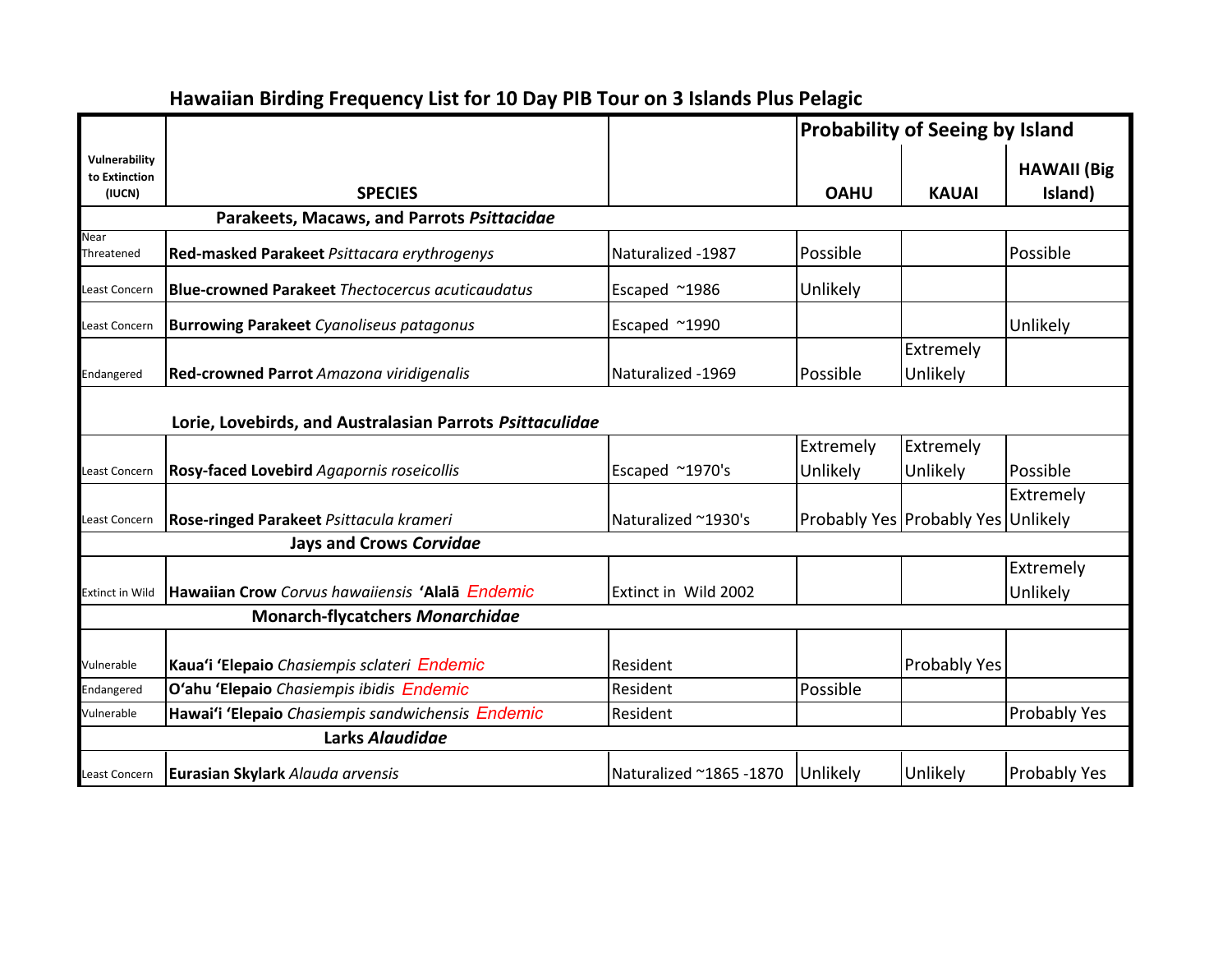## Hawaiian Birding Frequency List for 10 Day PIB Tour on 3 Islands Plus Pelagic

| Vulnerability to Extinction (IUCN) | SPECIES | | Probability of Seeing by Island | | |
|---|---|---|---|---|---|
| | | | OAHU | KAUAI | HAWAII (Big Island) |
| | **Parakeets, Macaws, and Parrots *Psittacidae*** | | | | |
| Near Threatened | **Red-masked Parakeet** *Psittacara erythrogenys* | Naturalized -1987 | Possible | | Possible |
| Least Concern | **Blue-crowned Parakeet** *Thectocercus acuticaudatus* | Escaped ~1986 | Unlikely | | |
| Least Concern | **Burrowing Parakeet** *Cyanoliseus patagonus* | Escaped ~1990 | | | Unlikely |
| Endangered | **Red-crowned Parrot** *Amazona viridigenalis* | Naturalized -1969 | Possible | Extremely Unlikely | |
| | **Lorie, Lovebirds, and Australasian Parrots *Psittaculidae*** | | | | |
| Least Concern | **Rosy-faced Lovebird** *Agapornis roseicollis* | Escaped ~1970's | Extremely Unlikely | Extremely Unlikely | Possible |
| Least Concern | **Rose-ringed Parakeet** *Psittacula krameri* | Naturalized ~1930's | Probably Yes | Probably Yes | Extremely Unlikely |
| | **Jays and Crows *Corvidae*** | | | | |
| Extinct in Wild | **Hawaiian Crow** *Corvus hawaiiensis* **'Alalā** Endemic | Extinct in Wild 2002 | | | Extremely Unlikely |
| | **Monarch-flycatchers *Monarchidae*** | | | | |
| Vulnerable | **Kaua'i 'Elepaio** *Chasiempis sclateri* Endemic | Resident | | Probably Yes | |
| Endangered | **O'ahu 'Elepaio** *Chasiempis ibidis* Endemic | Resident | Possible | | |
| Vulnerable | **Hawai'i 'Elepaio** *Chasiempis sandwichensis* Endemic | Resident | | | Probably Yes |
| | **Larks *Alaudidae*** | | | | |
| Least Concern | **Eurasian Skylark** *Alauda arvensis* | Naturalized ~1865 -1870 | Unlikely | Unlikely | Probably Yes |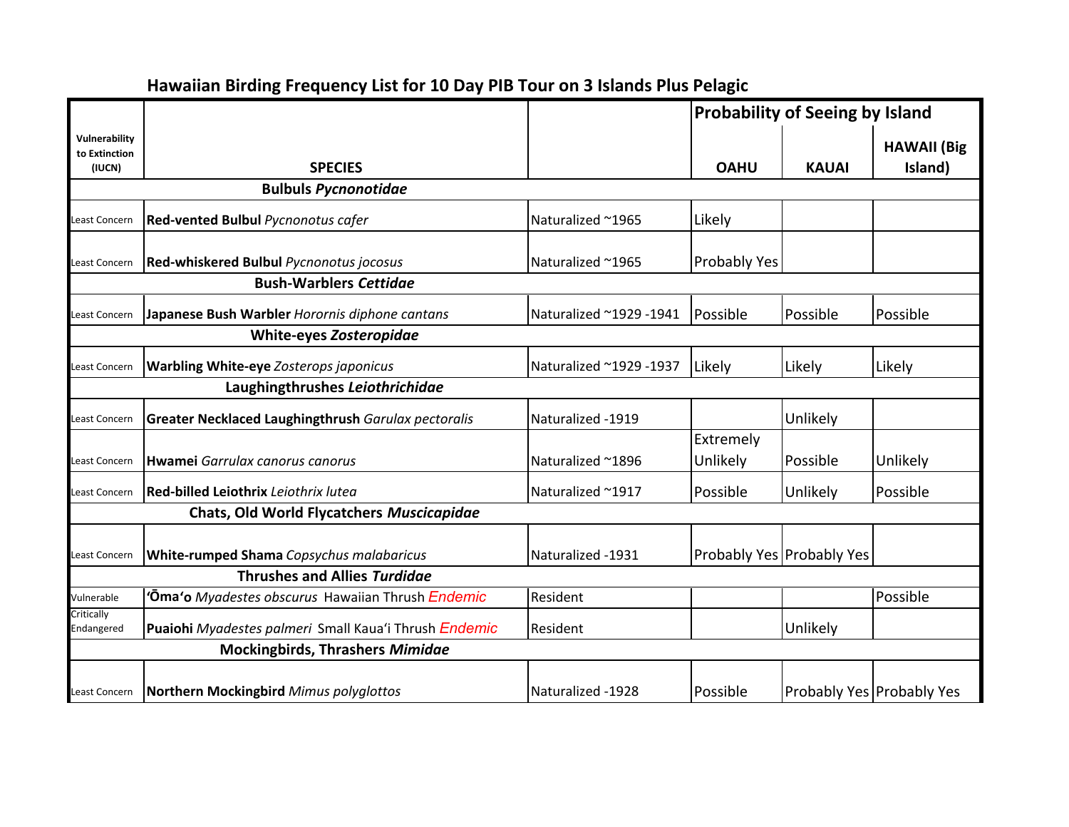## Hawaiian Birding Frequency List for 10 Day PIB Tour on 3 Islands Plus Pelagic

| Vulnerability to Extinction (IUCN) | SPECIES | | Probability of Seeing by Island | | |
|---|---|---|---|---|---|
| | | | OAHU | KAUAI | HAWAII (Big Island) |
| | **Bulbuls *Pycnonotidae*** | | | | |
| Least Concern | **Red-vented Bulbul** *Pycnonotus cafer* | Naturalized ~1965 | Likely | | |
| Least Concern | **Red-whiskered Bulbul** *Pycnonotus jocosus* | Naturalized ~1965 | Probably Yes | | |
| | **Bush-Warblers *Cettidae*** | | | | |
| Least Concern | **Japanese Bush Warbler** *Horornis diphone cantans* | Naturalized ~1929 -1941 | Possible | Possible | Possible |
| | **White-eyes *Zosteropidae*** | | | | |
| Least Concern | **Warbling White-eye** *Zosterops japonicus* | Naturalized ~1929 -1937 | Likely | Likely | Likely |
| | **Laughingthrushes *Leiothrichidae*** | | | | |
| Least Concern | **Greater Necklaced Laughingthrush** *Garulax pectoralis* | Naturalized -1919 | | Unlikely | |
| Least Concern | **Hwamei** *Garrulax canorus canorus* | Naturalized ~1896 | Extremely Unlikely | Possible | Unlikely |
| Least Concern | **Red-billed Leiothrix** *Leiothrix lutea* | Naturalized ~1917 | Possible | Unlikely | Possible |
| | **Chats, Old World Flycatchers *Muscicapidae*** | | | | |
| Least Concern | **White-rumped Shama** *Copsychus malabaricus* | Naturalized -1931 | Probably Yes | Probably Yes | |
| | **Thrushes and Allies *Turdidae*** | | | | |
| Vulnerable | **ʻŌmaʻo** *Myadestes obscurus* Hawaiian Thrush Endemic | Resident | | | Possible |
| Critically Endangered | **Puaiohi** *Myadestes palmeri* Small Kauaʻi Thrush Endemic | Resident | | Unlikely | |
| | **Mockingbirds, Thrashers *Mimidae*** | | | | |
| Least Concern | **Northern Mockingbird** *Mimus polyglottos* | Naturalized -1928 | Possible | Probably Yes | Probably Yes |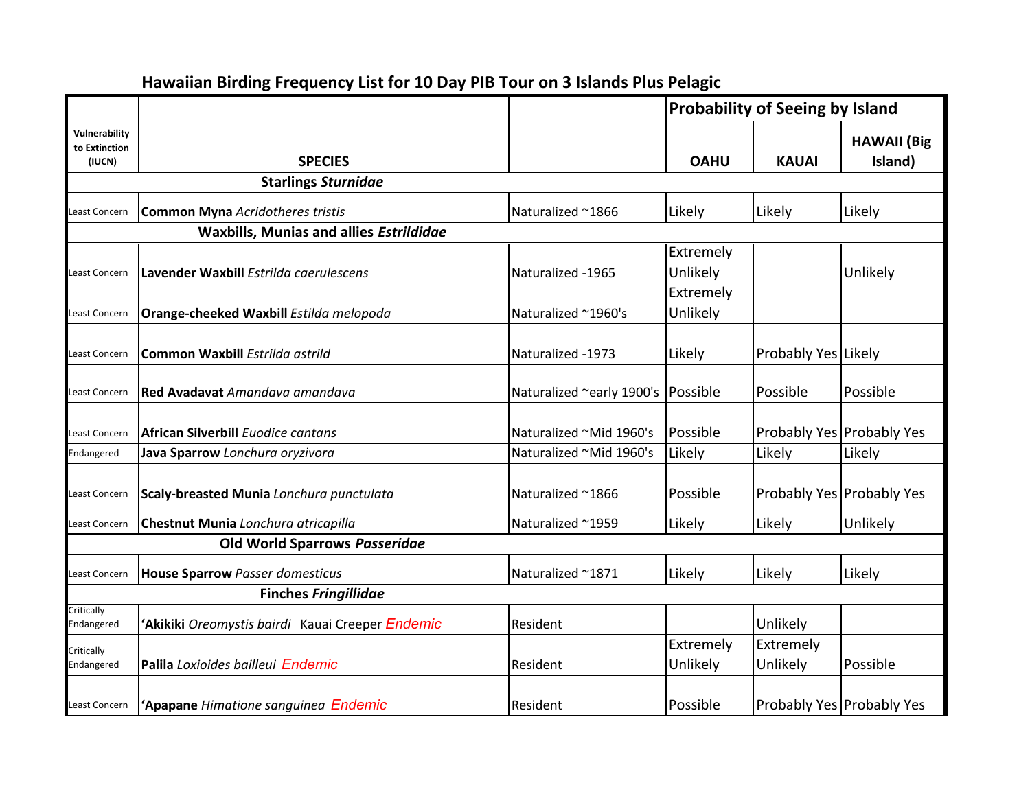## Hawaiian Birding Frequency List for 10 Day PIB Tour on 3 Islands Plus Pelagic

| Vulnerability to Extinction (IUCN) | SPECIES | | Probability of Seeing by Island | | |
|---|---|---|---|---|---|
| | | | OAHU | KAUAI | HAWAII (Big Island) |
| | **Starlings *Sturnidae*** | | | | |
| Least Concern | **Common Myna** *Acridotheres tristis* | Naturalized ~1866 | Likely | Likely | Likely |
| | **Waxbills, Munias and allies *Estrildidae*** | | | | |
| Least Concern | **Lavender Waxbill** *Estrilda caerulescens* | Naturalized -1965 | Extremely Unlikely | | Unlikely |
| Least Concern | **Orange-cheeked Waxbill** *Estilda melopoda* | Naturalized ~1960's | Extremely Unlikely | | |
| Least Concern | **Common Waxbill** *Estrilda astrild* | Naturalized -1973 | Likely | Probably Yes | Likely |
| Least Concern | **Red Avadavat** *Amandava amandava* | Naturalized ~early 1900's | Possible | Possible | Possible |
| Least Concern | **African Silverbill** *Euodice cantans* | Naturalized ~Mid 1960's | Possible | Probably Yes | Probably Yes |
| Endangered | **Java Sparrow** *Lonchura oryzivora* | Naturalized ~Mid 1960's | Likely | Likely | Likely |
| Least Concern | **Scaly-breasted Munia** *Lonchura punctulata* | Naturalized ~1866 | Possible | Probably Yes | Probably Yes |
| Least Concern | **Chestnut Munia** *Lonchura atricapilla* | Naturalized ~1959 | Likely | Likely | Unlikely |
| | **Old World Sparrows *Passeridae*** | | | | |
| Least Concern | **House Sparrow** *Passer domesticus* | Naturalized ~1871 | Likely | Likely | Likely |
| | **Finches *Fringillidae*** | | | | |
| Critically Endangered | **'Akikiki** *Oreomystis bairdi* Kauai Creeper Endemic | Resident | | Unlikely | |
| Critically Endangered | **Palila** *Loxioides bailleui* Endemic | Resident | Extremely Unlikely | Extremely Unlikely | Possible |
| Least Concern | **'Apapane** *Himatione sanguinea* Endemic | Resident | Possible | Probably Yes | Probably Yes |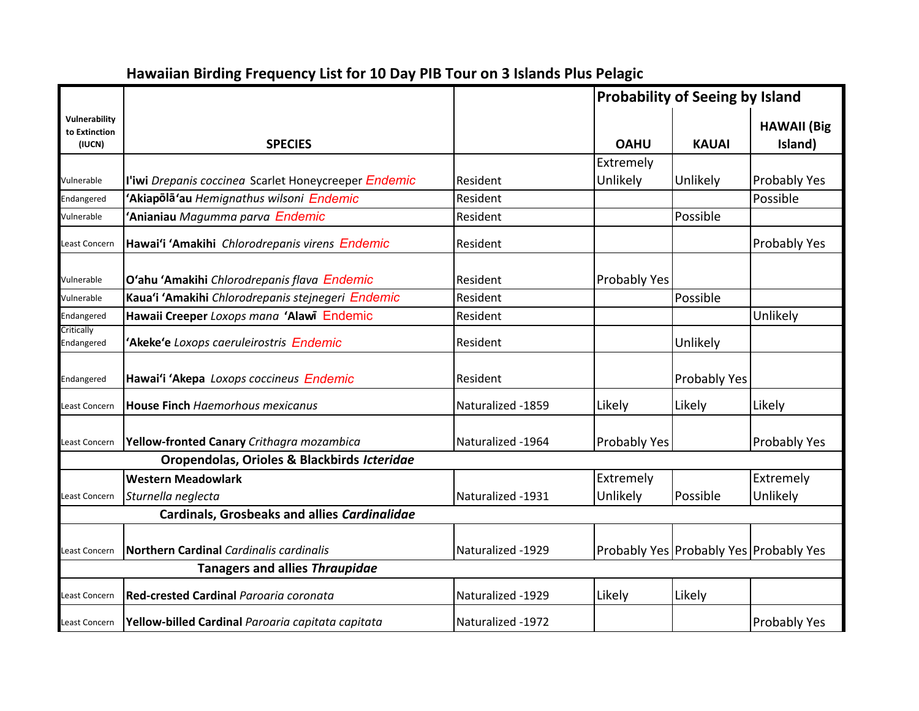## Hawaiian Birding Frequency List for 10 Day PIB Tour on 3 Islands Plus Pelagic

| Vulnerability to Extinction (IUCN) | SPECIES | | Probability of Seeing by Island | | |
|---|---|---|---|---|---|
| | | | OAHU | KAUAI | HAWAII (Big Island) |
| Vulnerable | **I'iwi** *Drepanis coccinea* Scarlet Honeycreeper Endemic | Resident | Extremely Unlikely | Unlikely | Probably Yes |
| Endangered | **'Akiapōlā'au** *Hemignathus wilsoni* Endemic | Resident | | | Possible |
| Vulnerable | **'Anianiau** *Magumma parva* Endemic | Resident | | Possible | |
| Least Concern | **Hawai'i 'Amakihi** *Chlorodrepanis virens* Endemic | Resident | | | Probably Yes |
| Vulnerable | **O'ahu 'Amakihi** *Chlorodrepanis flava* Endemic | Resident | Probably Yes | | |
| Vulnerable | **Kaua'i 'Amakihi** *Chlorodrepanis stejnegeri* Endemic | Resident | | Possible | |
| Endangered | **Hawaii Creeper** *Loxops mana* **'Alawī** Endemic | Resident | | | Unlikely |
| Critically Endangered | **'Akeke'e** *Loxops caeruleirostris* Endemic | Resident | | Unlikely | |
| Endangered | **Hawai'i 'Akepa** *Loxops coccineus* Endemic | Resident | | Probably Yes | |
| Least Concern | **House Finch** *Haemorhous mexicanus* | Naturalized -1859 | Likely | Likely | Likely |
| Least Concern | **Yellow-fronted Canary** *Crithagra mozambica* | Naturalized -1964 | Probably Yes | | Probably Yes |
| | **Oropendolas, Orioles & Blackbirds *Icteridae*** | | | | |
| Least Concern | **Western Meadowlark** *Sturnella neglecta* | Naturalized -1931 | Extremely Unlikely | Possible | Extremely Unlikely |
| | **Cardinals, Grosbeaks and allies *Cardinalidae*** | | | | |
| Least Concern | **Northern Cardinal** *Cardinalis cardinalis* | Naturalized -1929 | Probably Yes | Probably Yes | Probably Yes |
| | **Tanagers and allies *Thraupidae*** | | | | |
| Least Concern | **Red-crested Cardinal** *Paroaria coronata* | Naturalized -1929 | Likely | Likely | |
| Least Concern | **Yellow-billed Cardinal** *Paroaria capitata capitata* | Naturalized -1972 | | | Probably Yes |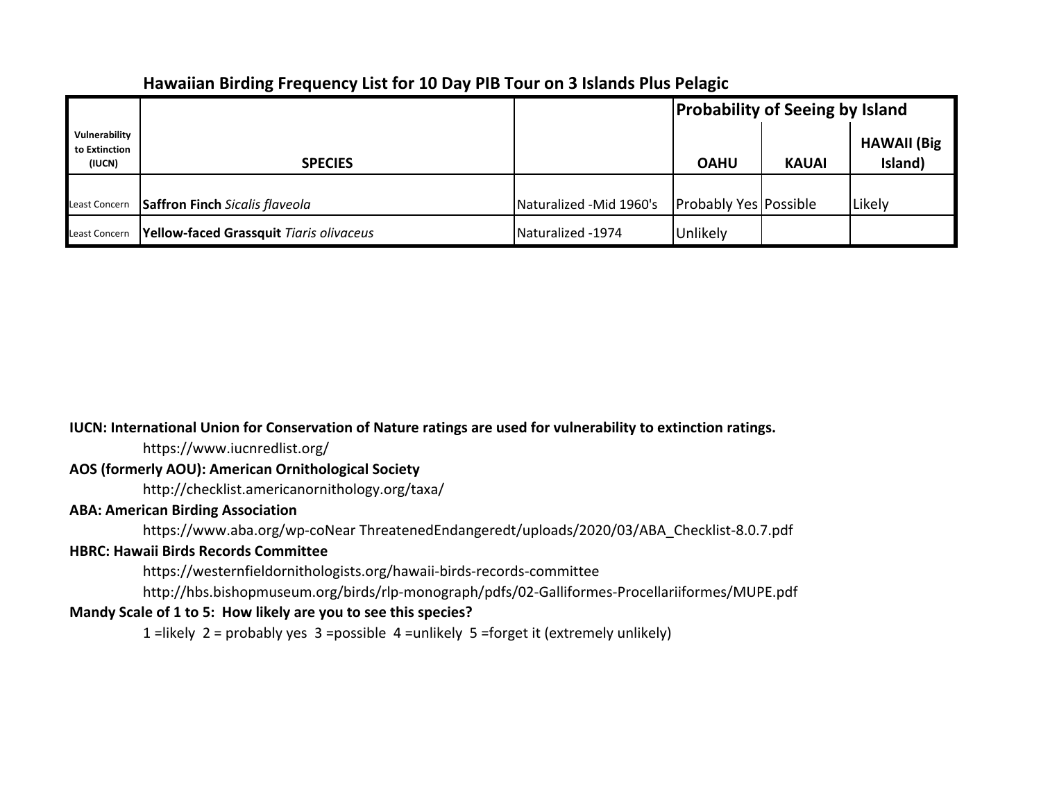## Hawaiian Birding Frequency List for 10 Day PIB Tour on 3 Islands Plus Pelagic

| Vulnerability to Extinction (IUCN) | SPECIES | | Probability of Seeing by Island | | |
|---|---|---|---|---|---|
| | | | OAHU | KAUAI | HAWAII (Big Island) |
| Least Concern | **Saffron Finch** *Sicalis flaveola* | Naturalized -Mid 1960's | Probably Yes | Possible | Likely |
| Least Concern | **Yellow-faced Grassquit** *Tiaris olivaceus* | Naturalized -1974 | Unlikely | | |

**IUCN: International Union for Conservation of Nature ratings are used for vulnerability to extinction ratings.**

https://www.iucnredlist.org/

**AOS (formerly AOU): American Ornithological Society**

http://checklist.americanornithology.org/taxa/

**ABA: American Birding Association**

https://www.aba.org/wp-coNear ThreatenedEndangeredt/uploads/2020/03/ABA_Checklist-8.0.7.pdf

**HBRC: Hawaii Birds Records Committee**

https://westernfieldornithologists.org/hawaii-birds-records-committee

http://hbs.bishopmuseum.org/birds/rlp-monograph/pdfs/02-Galliformes-Procellariiformes/MUPE.pdf

**Mandy Scale of 1 to 5: How likely are you to see this species?**

1 =likely 2 = probably yes 3 =possible 4 =unlikely 5 =forget it (extremely unlikely)